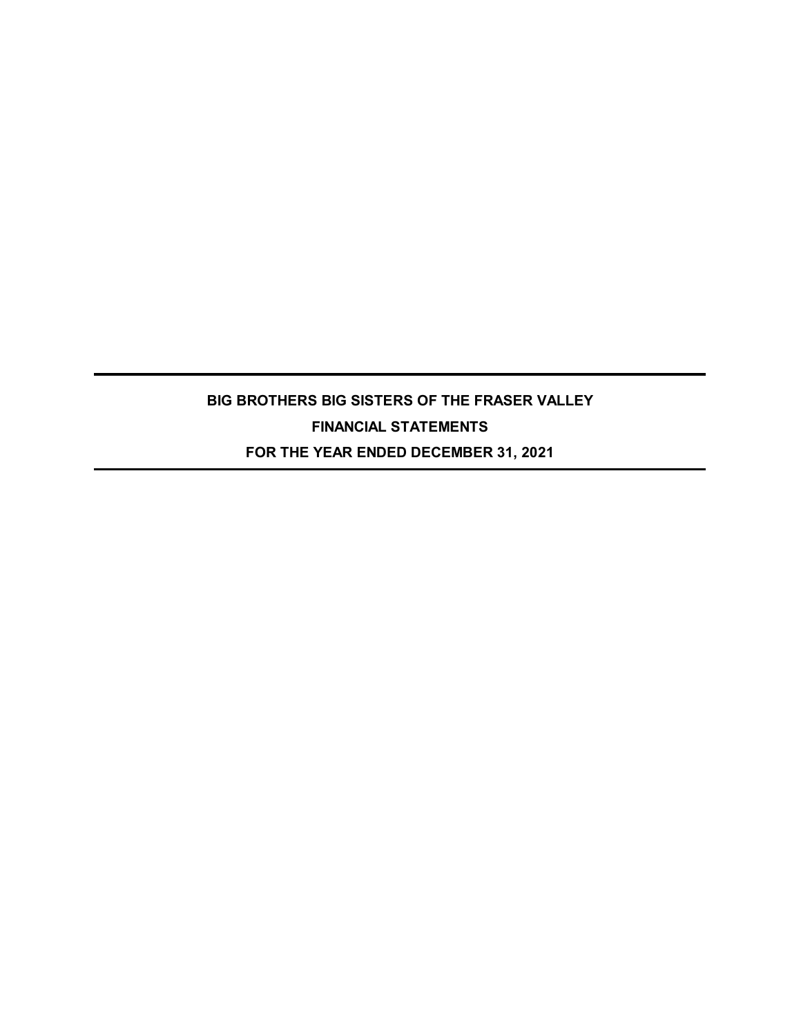# BIG BROTHERS BIG SISTERS OF THE FRASER VALLEY

## FINANCIAL STATEMENTS

## FOR THE YEAR ENDED DECEMBER 31, 2021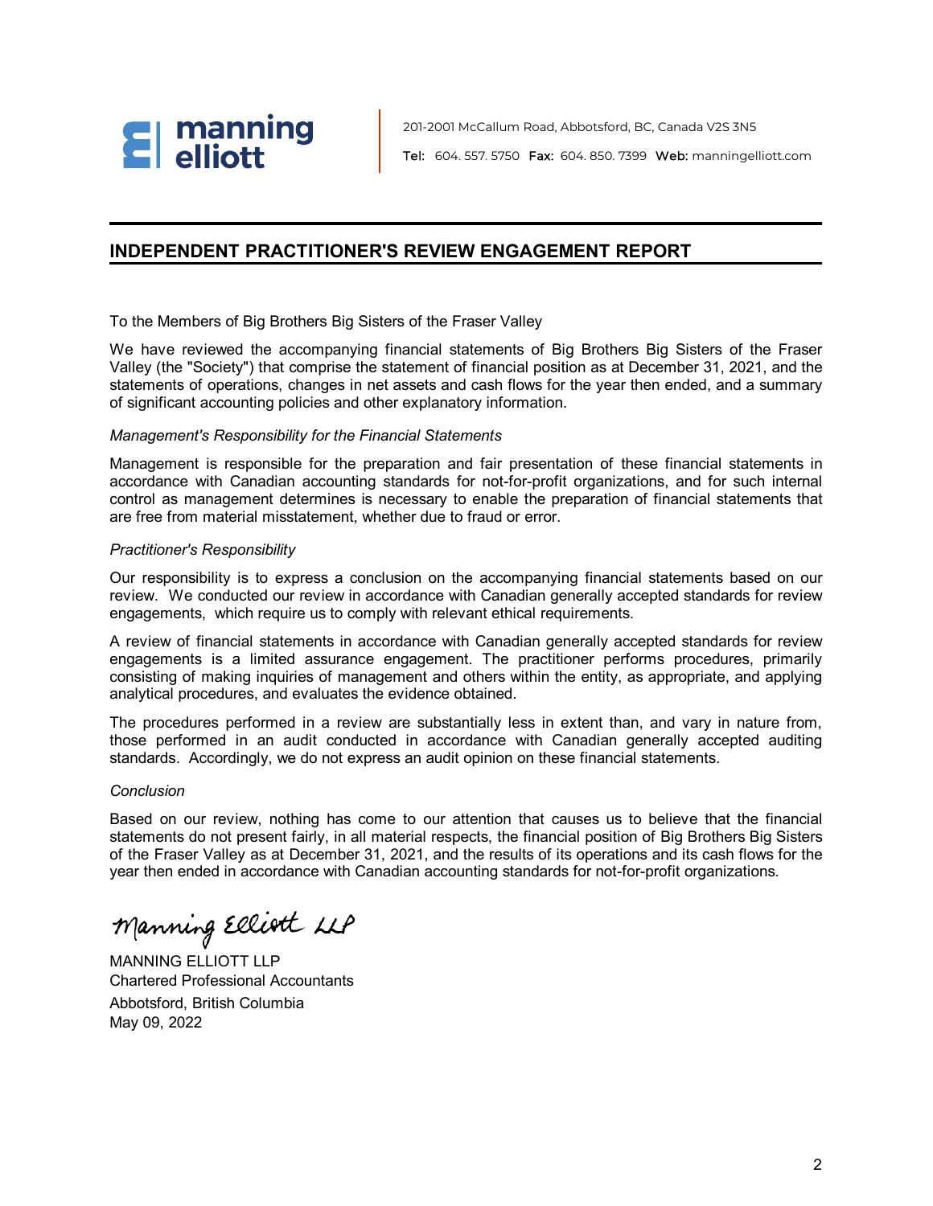manning elliott

201-2001 McCallum Road, Abbotsford, BC, Canada V2S 3N5

Tel: 604. 557. 5750 Fax: 604. 850. 7399 Web: manningelliott.com

## INDEPENDENT PRACTITIONER'S REVIEW ENGAGEMENT REPORT

To the Members of Big Brothers Big Sisters of the Fraser Valley

We have reviewed the accompanying financial statements of Big Brothers Big Sisters of the Fraser Valley (the "Society") that comprise the statement of financial position as at December 31, 2021, and the statements of operations, changes in net assets and cash flows for the year then ended, and a summary of significant accounting policies and other explanatory information.

*Management's Responsibility for the Financial Statements*

Management is responsible for the preparation and fair presentation of these financial statements in accordance with Canadian accounting standards for not-for-profit organizations, and for such internal control as management determines is necessary to enable the preparation of financial statements that are free from material misstatement, whether due to fraud or error.

*Practitioner's Responsibility*

Our responsibility is to express a conclusion on the accompanying financial statements based on our review. We conducted our review in accordance with Canadian generally accepted standards for review engagements, which require us to comply with relevant ethical requirements.

A review of financial statements in accordance with Canadian generally accepted standards for review engagements is a limited assurance engagement. The practitioner performs procedures, primarily consisting of making inquiries of management and others within the entity, as appropriate, and applying analytical procedures, and evaluates the evidence obtained.

The procedures performed in a review are substantially less in extent than, and vary in nature from, those performed in an audit conducted in accordance with Canadian generally accepted auditing standards. Accordingly, we do not express an audit opinion on these financial statements.

*Conclusion*

Based on our review, nothing has come to our attention that causes us to believe that the financial statements do not present fairly, in all material respects, the financial position of Big Brothers Big Sisters of the Fraser Valley as at December 31, 2021, and the results of its operations and its cash flows for the year then ended in accordance with Canadian accounting standards for not-for-profit organizations.

Manning Elliott LLP

MANNING ELLIOTT LLP
Chartered Professional Accountants
Abbotsford, British Columbia
May 09, 2022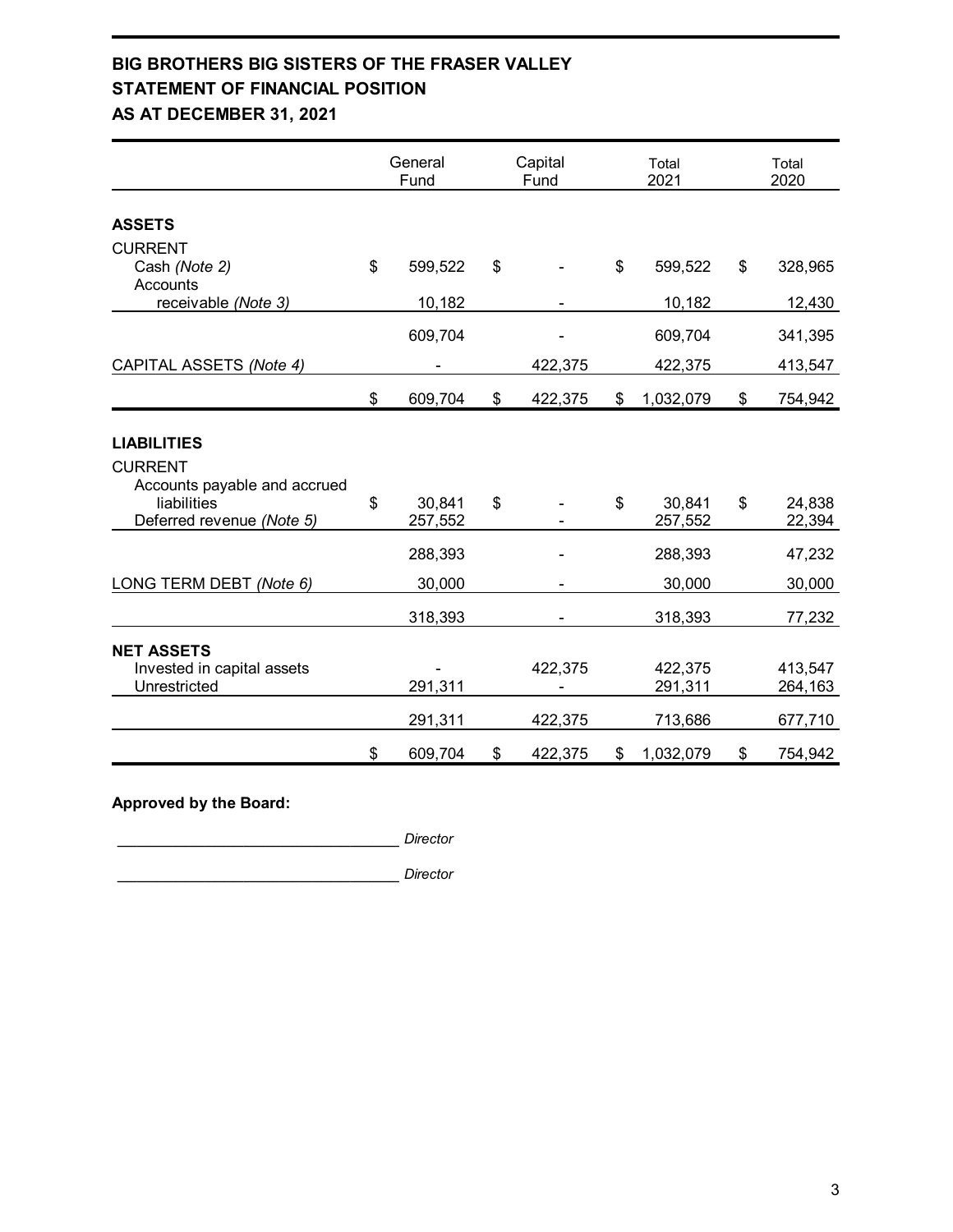# BIG BROTHERS BIG SISTERS OF THE FRASER VALLEY
## STATEMENT OF FINANCIAL POSITION
## AS AT DECEMBER 31, 2021

| | General Fund | Capital Fund | Total 2021 | Total 2020 |
|---|---|---|---|---|
| **ASSETS** | | | | |
| CURRENT | | | | |
| Cash *(Note 2)* | $ 599,522 | $ - | $ 599,522 | $ 328,965 |
| Accounts receivable *(Note 3)* | 10,182 | - | 10,182 | 12,430 |
| | 609,704 | - | 609,704 | 341,395 |
| CAPITAL ASSETS *(Note 4)* | - | 422,375 | 422,375 | 413,547 |
| | $ 609,704 | $ 422,375 | $ 1,032,079 | $ 754,942 |
| **LIABILITIES** | | | | |
| CURRENT | | | | |
| Accounts payable and accrued liabilities | $ 30,841 | $ - | $ 30,841 | $ 24,838 |
| Deferred revenue *(Note 5)* | 257,552 | - | 257,552 | 22,394 |
| | 288,393 | - | 288,393 | 47,232 |
| LONG TERM DEBT *(Note 6)* | 30,000 | - | 30,000 | 30,000 |
| | 318,393 | - | 318,393 | 77,232 |
| **NET ASSETS** | | | | |
| Invested in capital assets | - | 422,375 | 422,375 | 413,547 |
| Unrestricted | 291,311 | - | 291,311 | 264,163 |
| | 291,311 | 422,375 | 713,686 | 677,710 |
| | $ 609,704 | $ 422,375 | $ 1,032,079 | $ 754,942 |

**Approved by the Board:**

_________________________________ *Director*

_________________________________ *Director*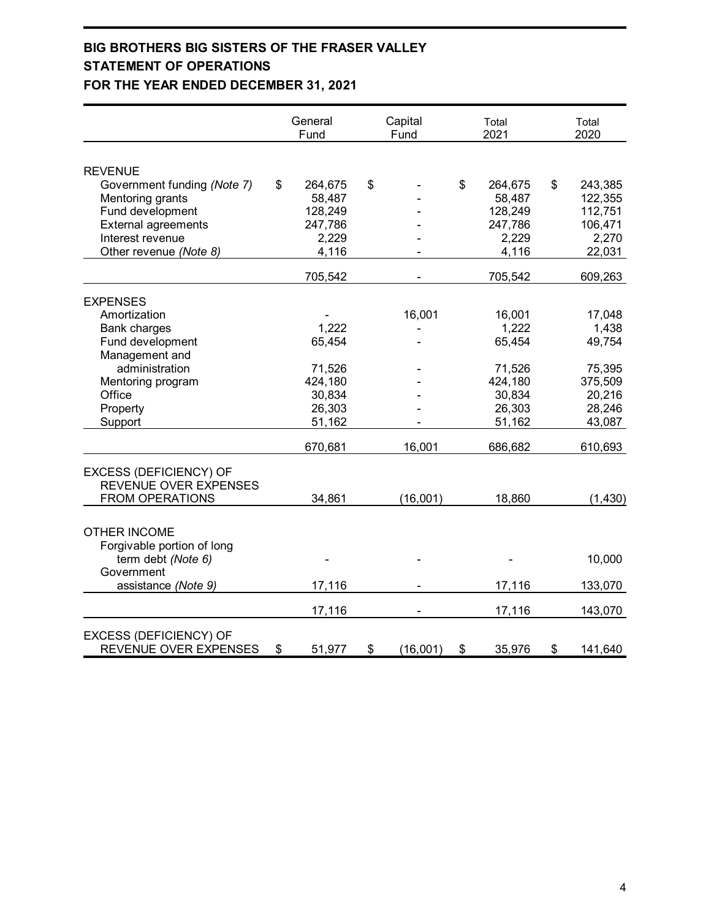# BIG BROTHERS BIG SISTERS OF THE FRASER VALLEY
## STATEMENT OF OPERATIONS
## FOR THE YEAR ENDED DECEMBER 31, 2021

| | General Fund | Capital Fund | Total 2021 | Total 2020 |
|---|---|---|---|---|
| **REVENUE** | | | | |
| Government funding *(Note 7)* | $ 264,675 | $ - | $ 264,675 | $ 243,385 |
| Mentoring grants | 58,487 | - | 58,487 | 122,355 |
| Fund development | 128,249 | - | 128,249 | 112,751 |
| External agreements | 247,786 | - | 247,786 | 106,471 |
| Interest revenue | 2,229 | - | 2,229 | 2,270 |
| Other revenue *(Note 8)* | 4,116 | - | 4,116 | 22,031 |
| | 705,542 | - | 705,542 | 609,263 |
| **EXPENSES** | | | | |
| Amortization | - | 16,001 | 16,001 | 17,048 |
| Bank charges | 1,222 | - | 1,222 | 1,438 |
| Fund development | 65,454 | - | 65,454 | 49,754 |
| Management and administration | 71,526 | - | 71,526 | 75,395 |
| Mentoring program | 424,180 | - | 424,180 | 375,509 |
| Office | 30,834 | - | 30,834 | 20,216 |
| Property | 26,303 | - | 26,303 | 28,246 |
| Support | 51,162 | - | 51,162 | 43,087 |
| | 670,681 | 16,001 | 686,682 | 610,693 |
| **EXCESS (DEFICIENCY) OF REVENUE OVER EXPENSES FROM OPERATIONS** | 34,861 | (16,001) | 18,860 | (1,430) |
| **OTHER INCOME** | | | | |
| Forgivable portion of long term debt *(Note 6)* | - | - | - | 10,000 |
| Government assistance *(Note 9)* | 17,116 | - | 17,116 | 133,070 |
| | 17,116 | - | 17,116 | 143,070 |
| **EXCESS (DEFICIENCY) OF REVENUE OVER EXPENSES** | $ 51,977 | $ (16,001) | $ 35,976 | $ 141,640 |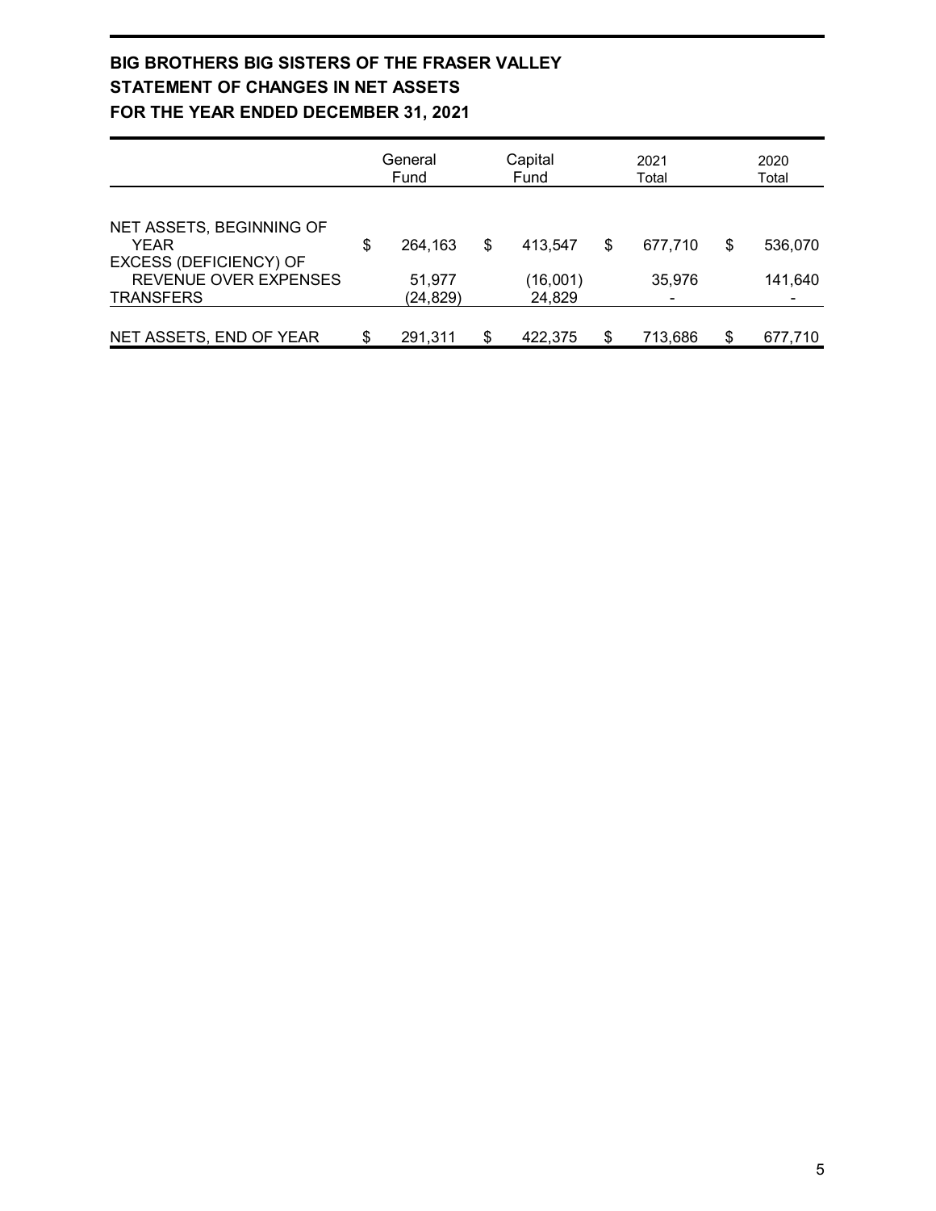# BIG BROTHERS BIG SISTERS OF THE FRASER VALLEY
## STATEMENT OF CHANGES IN NET ASSETS
## FOR THE YEAR ENDED DECEMBER 31, 2021

| | General Fund | Capital Fund | 2021 Total | 2020 Total |
|---|---|---|---|---|
| NET ASSETS, BEGINNING OF YEAR | $ 264,163 | $ 413,547 | $ 677,710 | $ 536,070 |
| EXCESS (DEFICIENCY) OF REVENUE OVER EXPENSES | 51,977 | (16,001) | 35,976 | 141,640 |
| TRANSFERS | (24,829) | 24,829 | - | - |
| NET ASSETS, END OF YEAR | $ 291,311 | $ 422,375 | $ 713,686 | $ 677,710 |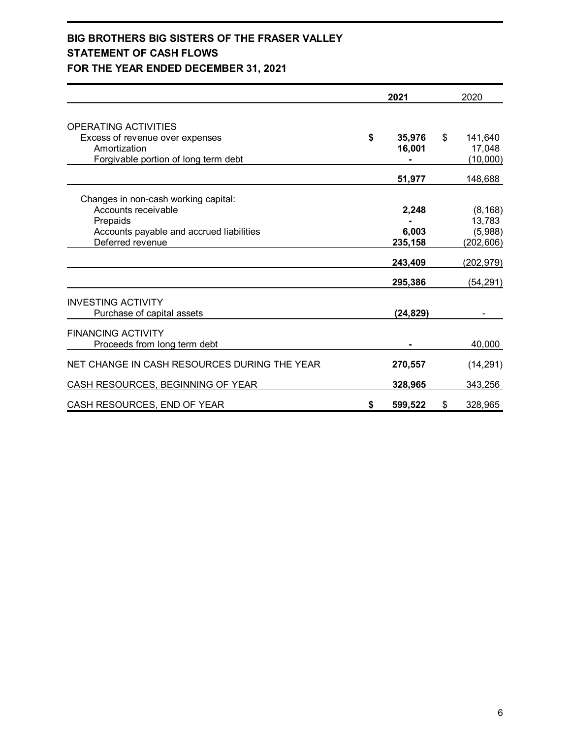**BIG BROTHERS BIG SISTERS OF THE FRASER VALLEY**
**STATEMENT OF CASH FLOWS**
**FOR THE YEAR ENDED DECEMBER 31, 2021**

| | **2021** | 2020 |
|---|---|---|
| OPERATING ACTIVITIES | | |
| Excess of revenue over expenses | **$ 35,976** | $ 141,640 |
| Amortization | **16,001** | 17,048 |
| Forgivable portion of long term debt | **-** | (10,000) |
| | **51,977** | 148,688 |
| Changes in non-cash working capital: | | |
| Accounts receivable | **2,248** | (8,168) |
| Prepaids | **-** | 13,783 |
| Accounts payable and accrued liabilities | **6,003** | (5,988) |
| Deferred revenue | **235,158** | (202,606) |
| | **243,409** | (202,979) |
| | **295,386** | (54,291) |
| INVESTING ACTIVITY | | |
| Purchase of capital assets | **(24,829)** | - |
| FINANCING ACTIVITY | | |
| Proceeds from long term debt | **-** | 40,000 |
| NET CHANGE IN CASH RESOURCES DURING THE YEAR | **270,557** | (14,291) |
| CASH RESOURCES, BEGINNING OF YEAR | **328,965** | 343,256 |
| CASH RESOURCES, END OF YEAR | **$ 599,522** | $ 328,965 |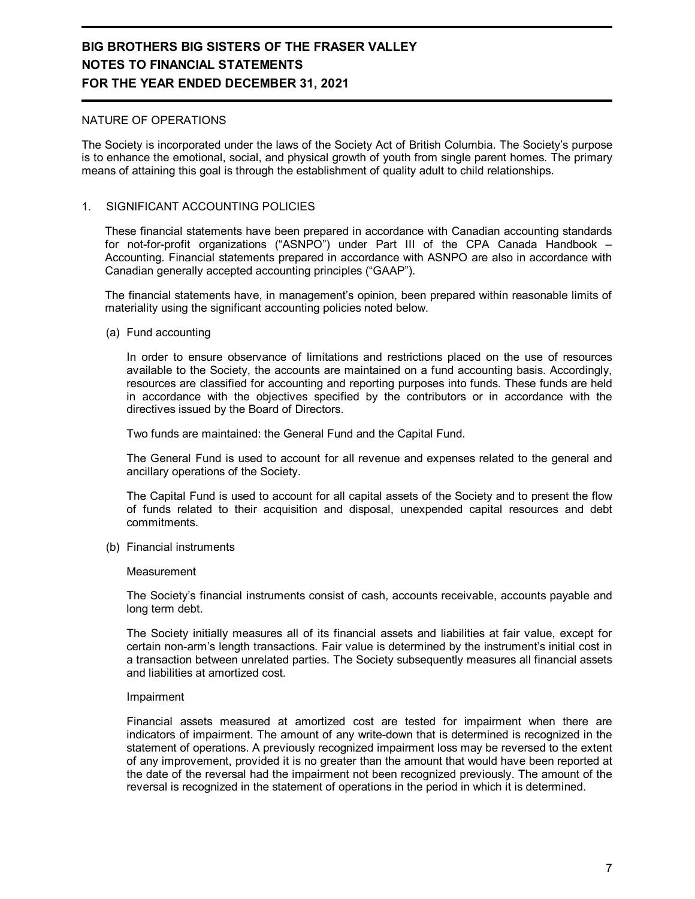# BIG BROTHERS BIG SISTERS OF THE FRASER VALLEY
## NOTES TO FINANCIAL STATEMENTS
## FOR THE YEAR ENDED DECEMBER 31, 2021

NATURE OF OPERATIONS

The Society is incorporated under the laws of the Society Act of British Columbia. The Society's purpose is to enhance the emotional, social, and physical growth of youth from single parent homes. The primary means of attaining this goal is through the establishment of quality adult to child relationships.

1. SIGNIFICANT ACCOUNTING POLICIES

   These financial statements have been prepared in accordance with Canadian accounting standards for not-for-profit organizations ("ASNPO") under Part III of the CPA Canada Handbook – Accounting. Financial statements prepared in accordance with ASNPO are also in accordance with Canadian generally accepted accounting principles ("GAAP").

   The financial statements have, in management's opinion, been prepared within reasonable limits of materiality using the significant accounting policies noted below.

   (a) Fund accounting

   In order to ensure observance of limitations and restrictions placed on the use of resources available to the Society, the accounts are maintained on a fund accounting basis. Accordingly, resources are classified for accounting and reporting purposes into funds. These funds are held in accordance with the objectives specified by the contributors or in accordance with the directives issued by the Board of Directors.

   Two funds are maintained: the General Fund and the Capital Fund.

   The General Fund is used to account for all revenue and expenses related to the general and ancillary operations of the Society.

   The Capital Fund is used to account for all capital assets of the Society and to present the flow of funds related to their acquisition and disposal, unexpended capital resources and debt commitments.

   (b) Financial instruments

   Measurement

   The Society's financial instruments consist of cash, accounts receivable, accounts payable and long term debt.

   The Society initially measures all of its financial assets and liabilities at fair value, except for certain non-arm's length transactions. Fair value is determined by the instrument's initial cost in a transaction between unrelated parties. The Society subsequently measures all financial assets and liabilities at amortized cost.

   Impairment

   Financial assets measured at amortized cost are tested for impairment when there are indicators of impairment. The amount of any write-down that is determined is recognized in the statement of operations. A previously recognized impairment loss may be reversed to the extent of any improvement, provided it is no greater than the amount that would have been reported at the date of the reversal had the impairment not been recognized previously. The amount of the reversal is recognized in the statement of operations in the period in which it is determined.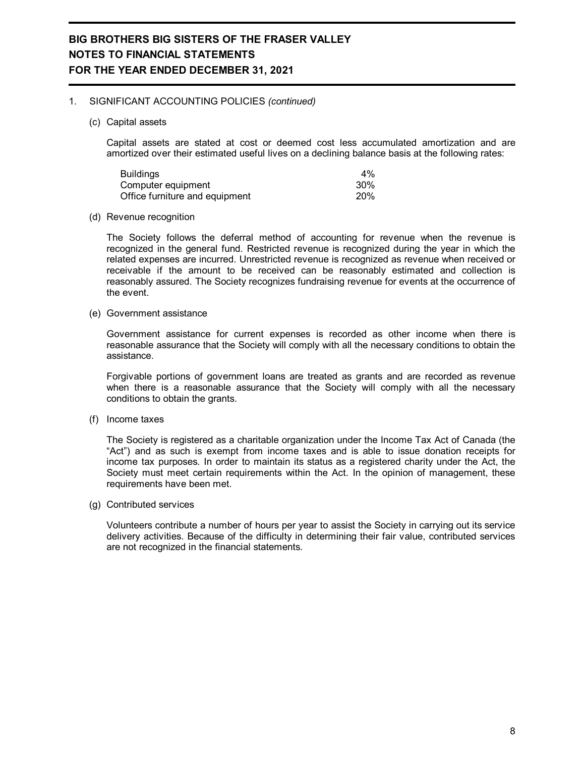# BIG BROTHERS BIG SISTERS OF THE FRASER VALLEY
## NOTES TO FINANCIAL STATEMENTS
## FOR THE YEAR ENDED DECEMBER 31, 2021

1. SIGNIFICANT ACCOUNTING POLICIES *(continued)*

(c) Capital assets

Capital assets are stated at cost or deemed cost less accumulated amortization and are amortized over their estimated useful lives on a declining balance basis at the following rates:

| | |
|---|---|
| Buildings | 4% |
| Computer equipment | 30% |
| Office furniture and equipment | 20% |

(d) Revenue recognition

The Society follows the deferral method of accounting for revenue when the revenue is recognized in the general fund. Restricted revenue is recognized during the year in which the related expenses are incurred. Unrestricted revenue is recognized as revenue when received or receivable if the amount to be received can be reasonably estimated and collection is reasonably assured. The Society recognizes fundraising revenue for events at the occurrence of the event.

(e) Government assistance

Government assistance for current expenses is recorded as other income when there is reasonable assurance that the Society will comply with all the necessary conditions to obtain the assistance.

Forgivable portions of government loans are treated as grants and are recorded as revenue when there is a reasonable assurance that the Society will comply with all the necessary conditions to obtain the grants.

(f) Income taxes

The Society is registered as a charitable organization under the Income Tax Act of Canada (the "Act") and as such is exempt from income taxes and is able to issue donation receipts for income tax purposes. In order to maintain its status as a registered charity under the Act, the Society must meet certain requirements within the Act. In the opinion of management, these requirements have been met.

(g) Contributed services

Volunteers contribute a number of hours per year to assist the Society in carrying out its service delivery activities. Because of the difficulty in determining their fair value, contributed services are not recognized in the financial statements.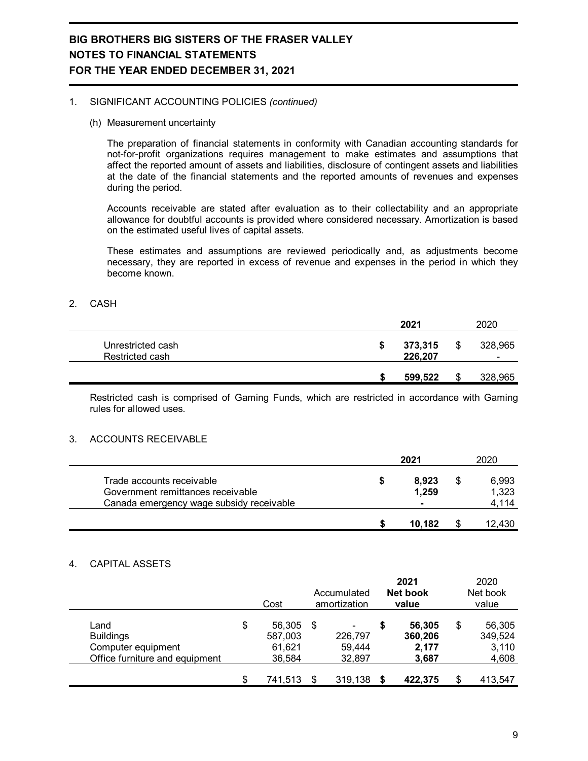# BIG BROTHERS BIG SISTERS OF THE FRASER VALLEY
## NOTES TO FINANCIAL STATEMENTS
## FOR THE YEAR ENDED DECEMBER 31, 2021

1. SIGNIFICANT ACCOUNTING POLICIES *(continued)*

   (h) Measurement uncertainty

   The preparation of financial statements in conformity with Canadian accounting standards for not-for-profit organizations requires management to make estimates and assumptions that affect the reported amount of assets and liabilities, disclosure of contingent assets and liabilities at the date of the financial statements and the reported amounts of revenues and expenses during the period.

   Accounts receivable are stated after evaluation as to their collectability and an appropriate allowance for doubtful accounts is provided where considered necessary. Amortization is based on the estimated useful lives of capital assets.

   These estimates and assumptions are reviewed periodically and, as adjustments become necessary, they are reported in excess of revenue and expenses in the period in which they become known.

2. CASH

| | **2021** | 2020 |
|---|---|---|
| Unrestricted cash | **$ 373,315** | $ 328,965 |
| Restricted cash | **226,207** | - |
| | **$ 599,522** | $ 328,965 |

Restricted cash is comprised of Gaming Funds, which are restricted in accordance with Gaming rules for allowed uses.

3. ACCOUNTS RECEIVABLE

| | **2021** | 2020 |
|---|---|---|
| Trade accounts receivable | **$ 8,923** | $ 6,993 |
| Government remittances receivable | **1,259** | 1,323 |
| Canada emergency wage subsidy receivable | **-** | 4,114 |
| | **$ 10,182** | $ 12,430 |

4. CAPITAL ASSETS

| | Cost | Accumulated amortization | **2021 Net book value** | 2020 Net book value |
|---|---|---|---|---|
| Land | $ 56,305 | $ - | **$ 56,305** | $ 56,305 |
| Buildings | 587,003 | 226,797 | **360,206** | 349,524 |
| Computer equipment | 61,621 | 59,444 | **2,177** | 3,110 |
| Office furniture and equipment | 36,584 | 32,897 | **3,687** | 4,608 |
| | $ 741,513 | $ 319,138 | **$ 422,375** | $ 413,547 |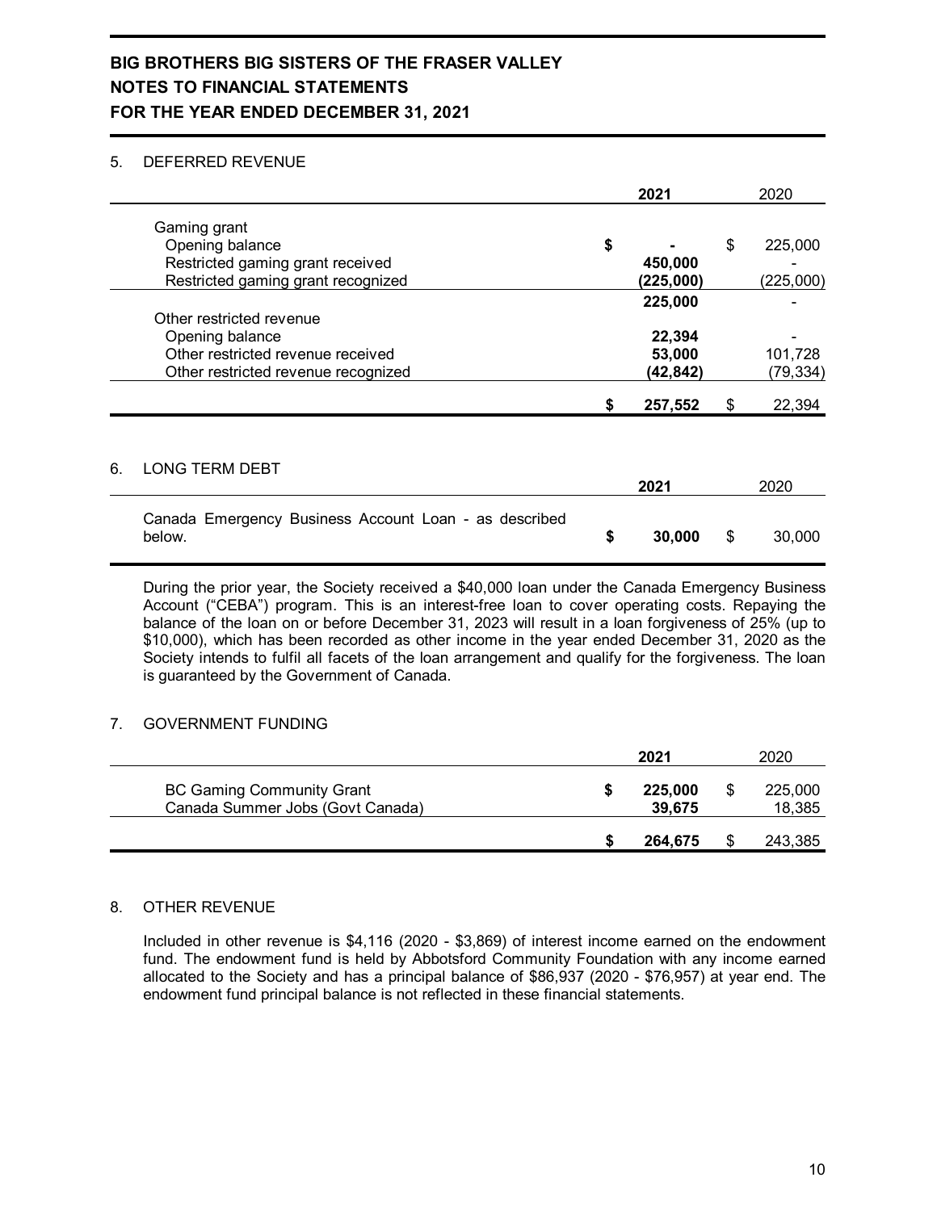# BIG BROTHERS BIG SISTERS OF THE FRASER VALLEY
## NOTES TO FINANCIAL STATEMENTS
## FOR THE YEAR ENDED DECEMBER 31, 2021

### 5. DEFERRED REVENUE

| | 2021 | 2020 |
|---|---|---|
| Gaming grant | | |
| Opening balance | $ - | $ 225,000 |
| Restricted gaming grant received | 450,000 | - |
| Restricted gaming grant recognized | (225,000) | (225,000) |
| | 225,000 | - |
| Other restricted revenue | | |
| Opening balance | 22,394 | - |
| Other restricted revenue received | 53,000 | 101,728 |
| Other restricted revenue recognized | (42,842) | (79,334) |
| | $ 257,552 | $ 22,394 |

### 6. LONG TERM DEBT

| | 2021 | 2020 |
|---|---|---|
| Canada Emergency Business Account Loan - as described below. | $ 30,000 | $ 30,000 |

During the prior year, the Society received a $40,000 loan under the Canada Emergency Business Account ("CEBA") program. This is an interest-free loan to cover operating costs. Repaying the balance of the loan on or before December 31, 2023 will result in a loan forgiveness of 25% (up to $10,000), which has been recorded as other income in the year ended December 31, 2020 as the Society intends to fulfil all facets of the loan arrangement and qualify for the forgiveness. The loan is guaranteed by the Government of Canada.

### 7. GOVERNMENT FUNDING

| | 2021 | 2020 |
|---|---|---|
| BC Gaming Community Grant | $ 225,000 | $ 225,000 |
| Canada Summer Jobs (Govt Canada) | 39,675 | 18,385 |
| | $ 264,675 | $ 243,385 |

### 8. OTHER REVENUE

Included in other revenue is $4,116 (2020 - $3,869) of interest income earned on the endowment fund. The endowment fund is held by Abbotsford Community Foundation with any income earned allocated to the Society and has a principal balance of $86,937 (2020 - $76,957) at year end. The endowment fund principal balance is not reflected in these financial statements.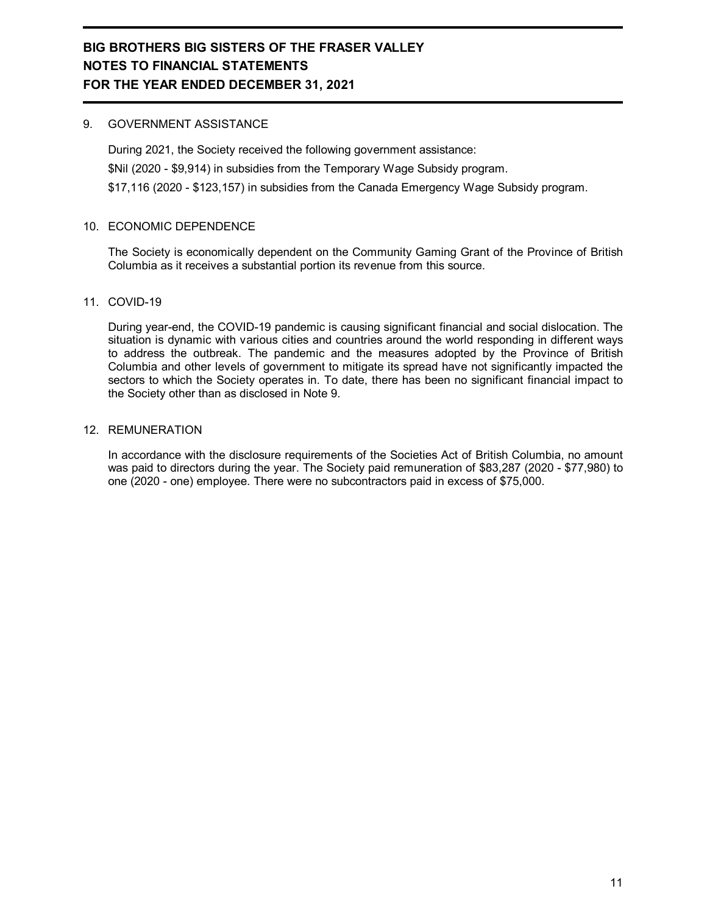**BIG BROTHERS BIG SISTERS OF THE FRASER VALLEY**
**NOTES TO FINANCIAL STATEMENTS**
**FOR THE YEAR ENDED DECEMBER 31, 2021**

9. GOVERNMENT ASSISTANCE

   During 2021, the Society received the following government assistance:

   $Nil (2020 - $9,914) in subsidies from the Temporary Wage Subsidy program.

   $17,116 (2020 - $123,157) in subsidies from the Canada Emergency Wage Subsidy program.

10. ECONOMIC DEPENDENCE

    The Society is economically dependent on the Community Gaming Grant of the Province of British Columbia as it receives a substantial portion its revenue from this source.

11. COVID-19

    During year-end, the COVID-19 pandemic is causing significant financial and social dislocation. The situation is dynamic with various cities and countries around the world responding in different ways to address the outbreak. The pandemic and the measures adopted by the Province of British Columbia and other levels of government to mitigate its spread have not significantly impacted the sectors to which the Society operates in. To date, there has been no significant financial impact to the Society other than as disclosed in Note 9.

12. REMUNERATION

    In accordance with the disclosure requirements of the Societies Act of British Columbia, no amount was paid to directors during the year. The Society paid remuneration of $83,287 (2020 - $77,980) to one (2020 - one) employee. There were no subcontractors paid in excess of $75,000.